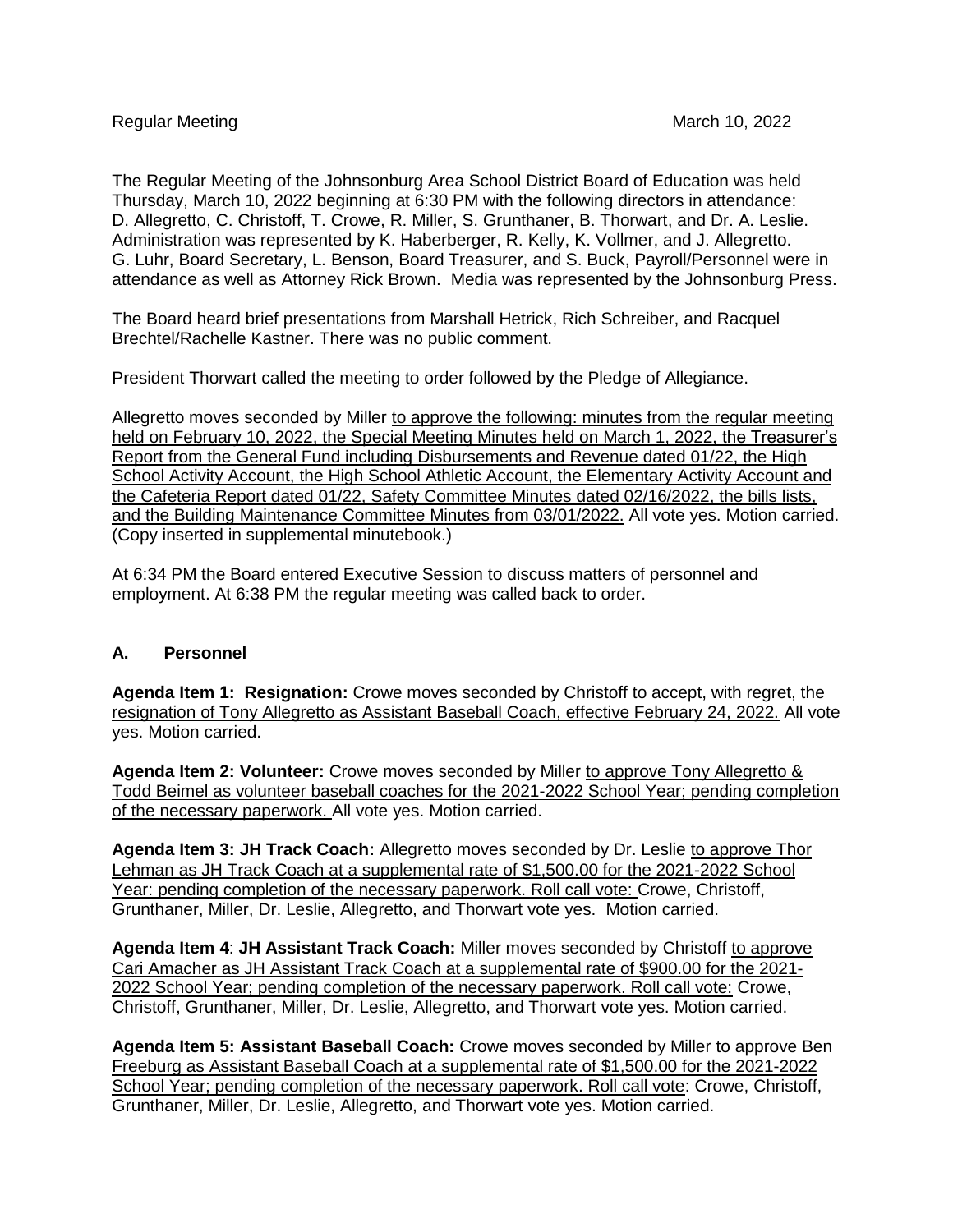Regular Meeting March 10, 2022

The Regular Meeting of the Johnsonburg Area School District Board of Education was held Thursday, March 10, 2022 beginning at 6:30 PM with the following directors in attendance: D. Allegretto, C. Christoff, T. Crowe, R. Miller, S. Grunthaner, B. Thorwart, and Dr. A. Leslie. Administration was represented by K. Haberberger, R. Kelly, K. Vollmer, and J. Allegretto. G. Luhr, Board Secretary, L. Benson, Board Treasurer, and S. Buck, Payroll/Personnel were in attendance as well as Attorney Rick Brown. Media was represented by the Johnsonburg Press.

The Board heard brief presentations from Marshall Hetrick, Rich Schreiber, and Racquel Brechtel/Rachelle Kastner. There was no public comment.

President Thorwart called the meeting to order followed by the Pledge of Allegiance.

Allegretto moves seconded by Miller to approve the following: minutes from the regular meeting held on February 10, 2022, the Special Meeting Minutes held on March 1, 2022, the Treasurer's Report from the General Fund including Disbursements and Revenue dated 01/22, the High School Activity Account, the High School Athletic Account, the Elementary Activity Account and the Cafeteria Report dated 01/22, Safety Committee Minutes dated 02/16/2022, the bills lists, and the Building Maintenance Committee Minutes from 03/01/2022. All vote yes. Motion carried. (Copy inserted in supplemental minutebook.)

At 6:34 PM the Board entered Executive Session to discuss matters of personnel and employment. At 6:38 PM the regular meeting was called back to order.

## A. Personnel

**Agenda Item 1: Resignation:** Crowe moves seconded by Christoff to accept, with regret, the resignation of Tony Allegretto as Assistant Baseball Coach, effective February 24, 2022. All vote yes. Motion carried.

**Agenda Item 2: Volunteer:** Crowe moves seconded by Miller to approve Tony Allegretto & Todd Beimel as volunteer baseball coaches for the 2021-2022 School Year; pending completion of the necessary paperwork. All vote yes. Motion carried.

**Agenda Item 3: JH Track Coach:** Allegretto moves seconded by Dr. Leslie to approve Thor Lehman as JH Track Coach at a supplemental rate of $1,500.00 for the 2021-2022 School Year: pending completion of the necessary paperwork. Roll call vote: Crowe, Christoff, Grunthaner, Miller, Dr. Leslie, Allegretto, and Thorwart vote yes. Motion carried.

**Agenda Item 4**: **JH Assistant Track Coach:** Miller moves seconded by Christoff to approve Cari Amacher as JH Assistant Track Coach at a supplemental rate of $900.00 for the 2021-2022 School Year; pending completion of the necessary paperwork. Roll call vote: Crowe, Christoff, Grunthaner, Miller, Dr. Leslie, Allegretto, and Thorwart vote yes. Motion carried.

**Agenda Item 5: Assistant Baseball Coach:** Crowe moves seconded by Miller to approve Ben Freeburg as Assistant Baseball Coach at a supplemental rate of $1,500.00 for the 2021-2022 School Year; pending completion of the necessary paperwork. Roll call vote: Crowe, Christoff, Grunthaner, Miller, Dr. Leslie, Allegretto, and Thorwart vote yes. Motion carried.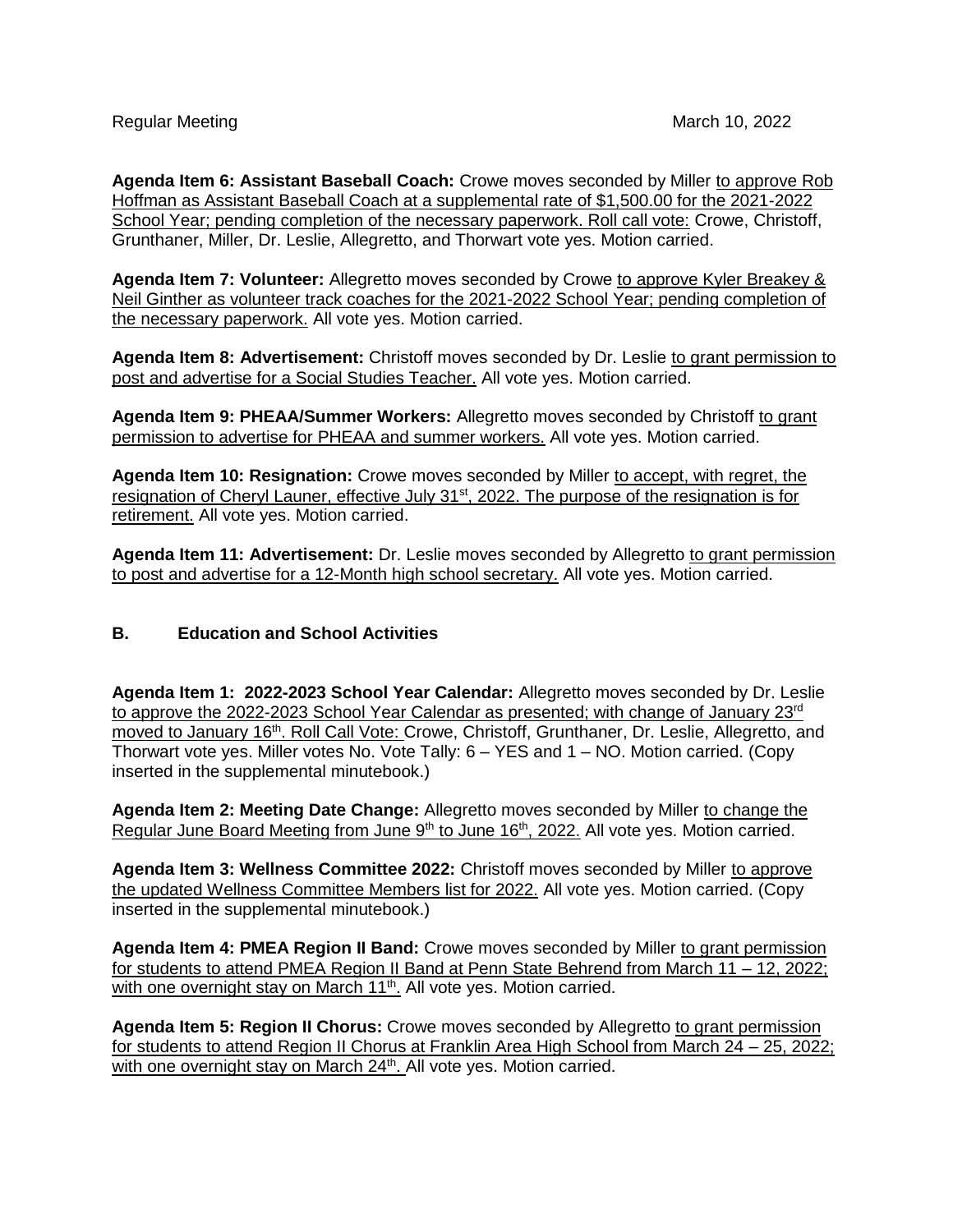**Agenda Item 6: Assistant Baseball Coach:** Crowe moves seconded by Miller <u>to approve Rob Hoffman as Assistant Baseball Coach at a supplemental rate of $1,500.00 for the 2021-2022 School Year; pending completion of the necessary paperwork. Roll call vote:</u> Crowe, Christoff, Grunthaner, Miller, Dr. Leslie, Allegretto, and Thorwart vote yes. Motion carried.

**Agenda Item 7: Volunteer:** Allegretto moves seconded by Crowe <u>to approve Kyler Breakey & Neil Ginther as volunteer track coaches for the 2021-2022 School Year; pending completion of the necessary paperwork.</u> All vote yes. Motion carried.

**Agenda Item 8: Advertisement:** Christoff moves seconded by Dr. Leslie <u>to grant permission to post and advertise for a Social Studies Teacher.</u> All vote yes. Motion carried.

**Agenda Item 9: PHEAA/Summer Workers:** Allegretto moves seconded by Christoff <u>to grant permission to advertise for PHEAA and summer workers.</u> All vote yes. Motion carried.

**Agenda Item 10: Resignation:** Crowe moves seconded by Miller <u>to accept, with regret, the resignation of Cheryl Launer, effective July 31st, 2022. The purpose of the resignation is for retirement.</u> All vote yes. Motion carried.

**Agenda Item 11: Advertisement:** Dr. Leslie moves seconded by Allegretto <u>to grant permission to post and advertise for a 12-Month high school secretary.</u> All vote yes. Motion carried.

## B. Education and School Activities

**Agenda Item 1: 2022-2023 School Year Calendar:** Allegretto moves seconded by Dr. Leslie <u>to approve the 2022-2023 School Year Calendar as presented; with change of January 23rd moved to January 16th. Roll Call Vote:</u> Crowe, Christoff, Grunthaner, Dr. Leslie, Allegretto, and Thorwart vote yes. Miller votes No. Vote Tally: 6 – YES and 1 – NO. Motion carried. (Copy inserted in the supplemental minutebook.)

**Agenda Item 2: Meeting Date Change:** Allegretto moves seconded by Miller <u>to change the Regular June Board Meeting from June 9th to June 16th, 2022.</u> All vote yes. Motion carried.

**Agenda Item 3: Wellness Committee 2022:** Christoff moves seconded by Miller <u>to approve the updated Wellness Committee Members list for 2022.</u> All vote yes. Motion carried. (Copy inserted in the supplemental minutebook.)

**Agenda Item 4: PMEA Region II Band:** Crowe moves seconded by Miller <u>to grant permission for students to attend PMEA Region II Band at Penn State Behrend from March 11 – 12, 2022; with one overnight stay on March 11th.</u> All vote yes. Motion carried.

**Agenda Item 5: Region II Chorus:** Crowe moves seconded by Allegretto <u>to grant permission for students to attend Region II Chorus at Franklin Area High School from March 24 – 25, 2022; with one overnight stay on March 24th.</u> All vote yes. Motion carried.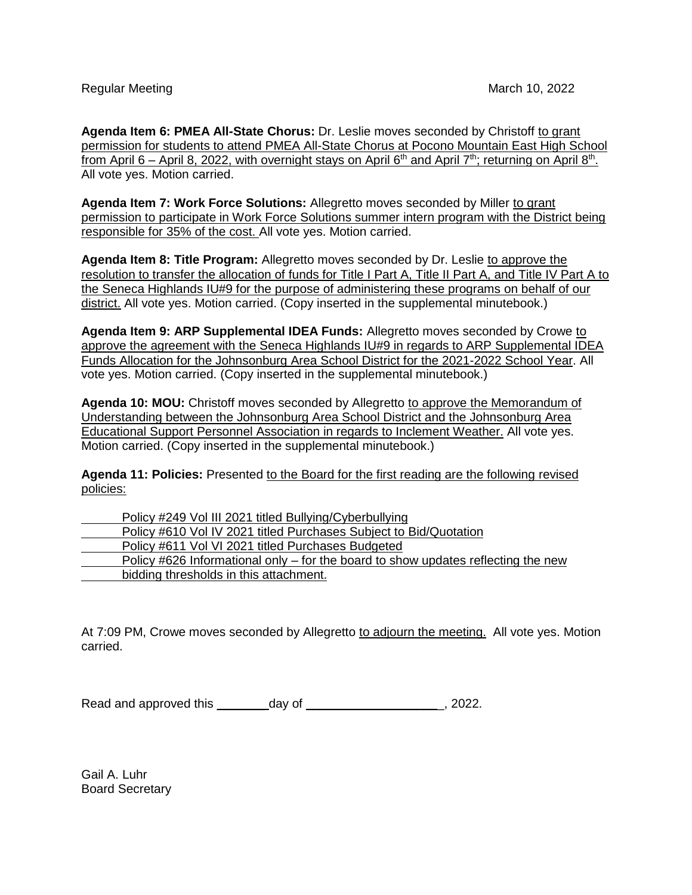**Agenda Item 6: PMEA All-State Chorus:** Dr. Leslie moves seconded by Christoff to grant permission for students to attend PMEA All-State Chorus at Pocono Mountain East High School from April 6 – April 8, 2022, with overnight stays on April 6th and April 7th; returning on April 8th. All vote yes. Motion carried.

**Agenda Item 7: Work Force Solutions:** Allegretto moves seconded by Miller to grant permission to participate in Work Force Solutions summer intern program with the District being responsible for 35% of the cost. All vote yes. Motion carried.

**Agenda Item 8: Title Program:** Allegretto moves seconded by Dr. Leslie to approve the resolution to transfer the allocation of funds for Title I Part A, Title II Part A, and Title IV Part A to the Seneca Highlands IU#9 for the purpose of administering these programs on behalf of our district. All vote yes. Motion carried. (Copy inserted in the supplemental minutebook.)

**Agenda Item 9: ARP Supplemental IDEA Funds:** Allegretto moves seconded by Crowe to approve the agreement with the Seneca Highlands IU#9 in regards to ARP Supplemental IDEA Funds Allocation for the Johnsonburg Area School District for the 2021-2022 School Year. All vote yes. Motion carried. (Copy inserted in the supplemental minutebook.)

**Agenda 10: MOU:** Christoff moves seconded by Allegretto to approve the Memorandum of Understanding between the Johnsonburg Area School District and the Johnsonburg Area Educational Support Personnel Association in regards to Inclement Weather. All vote yes. Motion carried. (Copy inserted in the supplemental minutebook.)

**Agenda 11: Policies:** Presented to the Board for the first reading are the following revised policies:

Policy #249 Vol III 2021 titled Bullying/Cyberbullying
Policy #610 Vol IV 2021 titled Purchases Subject to Bid/Quotation
Policy #611 Vol VI 2021 titled Purchases Budgeted
Policy #626 Informational only – for the board to show updates reflecting the new bidding thresholds in this attachment.

At 7:09 PM, Crowe moves seconded by Allegretto to adjourn the meeting. All vote yes. Motion carried.

Read and approved this ________day of ____________________, 2022.

Gail A. Luhr
Board Secretary